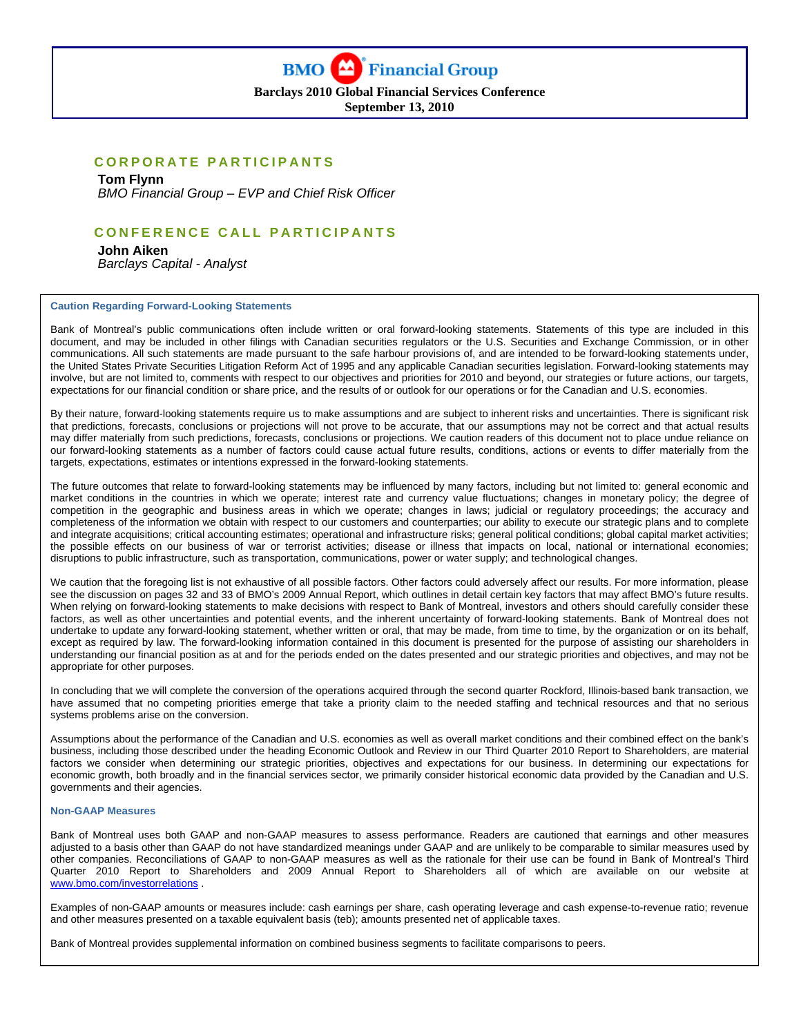# BMO Financial Group

**Barclays 2010 Global Financial Services Conference**
**September 13, 2010**

## CORPORATE PARTICIPANTS

**Tom Flynn**
*BMO Financial Group – EVP and Chief Risk Officer*

## CONFERENCE CALL PARTICIPANTS

**John Aiken**
*Barclays Capital - Analyst*

### Caution Regarding Forward-Looking Statements

Bank of Montreal's public communications often include written or oral forward-looking statements. Statements of this type are included in this document, and may be included in other filings with Canadian securities regulators or the U.S. Securities and Exchange Commission, or in other communications. All such statements are made pursuant to the safe harbour provisions of, and are intended to be forward-looking statements under, the United States Private Securities Litigation Reform Act of 1995 and any applicable Canadian securities legislation. Forward-looking statements may involve, but are not limited to, comments with respect to our objectives and priorities for 2010 and beyond, our strategies or future actions, our targets, expectations for our financial condition or share price, and the results of or outlook for our operations or for the Canadian and U.S. economies.

By their nature, forward-looking statements require us to make assumptions and are subject to inherent risks and uncertainties. There is significant risk that predictions, forecasts, conclusions or projections will not prove to be accurate, that our assumptions may not be correct and that actual results may differ materially from such predictions, forecasts, conclusions or projections. We caution readers of this document not to place undue reliance on our forward-looking statements as a number of factors could cause actual future results, conditions, actions or events to differ materially from the targets, expectations, estimates or intentions expressed in the forward-looking statements.

The future outcomes that relate to forward-looking statements may be influenced by many factors, including but not limited to: general economic and market conditions in the countries in which we operate; interest rate and currency value fluctuations; changes in monetary policy; the degree of competition in the geographic and business areas in which we operate; changes in laws; judicial or regulatory proceedings; the accuracy and completeness of the information we obtain with respect to our customers and counterparties; our ability to execute our strategic plans and to complete and integrate acquisitions; critical accounting estimates; operational and infrastructure risks; general political conditions; global capital market activities; the possible effects on our business of war or terrorist activities; disease or illness that impacts on local, national or international economies; disruptions to public infrastructure, such as transportation, communications, power or water supply; and technological changes.

We caution that the foregoing list is not exhaustive of all possible factors. Other factors could adversely affect our results. For more information, please see the discussion on pages 32 and 33 of BMO's 2009 Annual Report, which outlines in detail certain key factors that may affect BMO's future results. When relying on forward-looking statements to make decisions with respect to Bank of Montreal, investors and others should carefully consider these factors, as well as other uncertainties and potential events, and the inherent uncertainty of forward-looking statements. Bank of Montreal does not undertake to update any forward-looking statement, whether written or oral, that may be made, from time to time, by the organization or on its behalf, except as required by law. The forward-looking information contained in this document is presented for the purpose of assisting our shareholders in understanding our financial position as at and for the periods ended on the dates presented and our strategic priorities and objectives, and may not be appropriate for other purposes.

In concluding that we will complete the conversion of the operations acquired through the second quarter Rockford, Illinois-based bank transaction, we have assumed that no competing priorities emerge that take a priority claim to the needed staffing and technical resources and that no serious systems problems arise on the conversion.

Assumptions about the performance of the Canadian and U.S. economies as well as overall market conditions and their combined effect on the bank's business, including those described under the heading Economic Outlook and Review in our Third Quarter 2010 Report to Shareholders, are material factors we consider when determining our strategic priorities, objectives and expectations for our business. In determining our expectations for economic growth, both broadly and in the financial services sector, we primarily consider historical economic data provided by the Canadian and U.S. governments and their agencies.

### Non-GAAP Measures

Bank of Montreal uses both GAAP and non-GAAP measures to assess performance. Readers are cautioned that earnings and other measures adjusted to a basis other than GAAP do not have standardized meanings under GAAP and are unlikely to be comparable to similar measures used by other companies. Reconciliations of GAAP to non-GAAP measures as well as the rationale for their use can be found in Bank of Montreal's Third Quarter 2010 Report to Shareholders and 2009 Annual Report to Shareholders all of which are available on our website at www.bmo.com/investorrelations .

Examples of non-GAAP amounts or measures include: cash earnings per share, cash operating leverage and cash expense-to-revenue ratio; revenue and other measures presented on a taxable equivalent basis (teb); amounts presented net of applicable taxes.

Bank of Montreal provides supplemental information on combined business segments to facilitate comparisons to peers.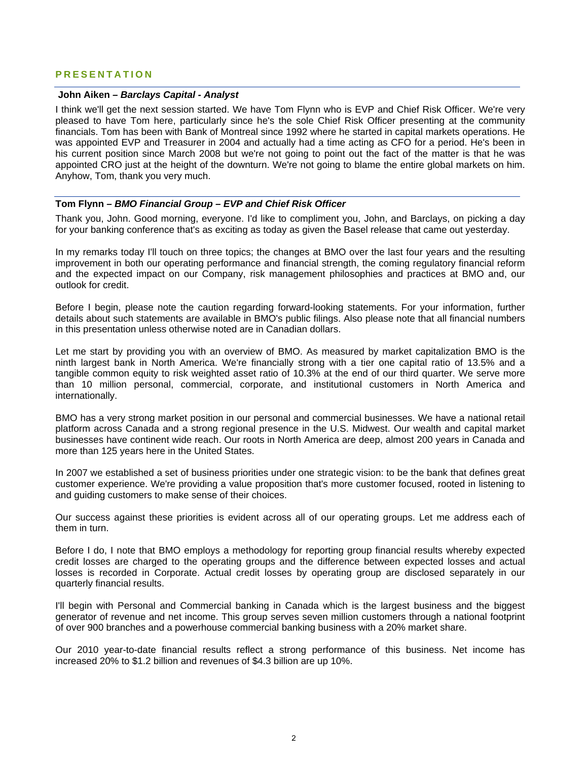## PRESENTATION

**John Aiken – *Barclays Capital - Analyst***

I think we'll get the next session started. We have Tom Flynn who is EVP and Chief Risk Officer. We're very pleased to have Tom here, particularly since he's the sole Chief Risk Officer presenting at the community financials. Tom has been with Bank of Montreal since 1992 where he started in capital markets operations. He was appointed EVP and Treasurer in 2004 and actually had a time acting as CFO for a period. He's been in his current position since March 2008 but we're not going to point out the fact of the matter is that he was appointed CRO just at the height of the downturn. We're not going to blame the entire global markets on him. Anyhow, Tom, thank you very much.

**Tom Flynn – *BMO Financial Group – EVP and Chief Risk Officer***

Thank you, John. Good morning, everyone. I'd like to compliment you, John, and Barclays, on picking a day for your banking conference that's as exciting as today as given the Basel release that came out yesterday.

In my remarks today I'll touch on three topics; the changes at BMO over the last four years and the resulting improvement in both our operating performance and financial strength, the coming regulatory financial reform and the expected impact on our Company, risk management philosophies and practices at BMO and, our outlook for credit.

Before I begin, please note the caution regarding forward-looking statements. For your information, further details about such statements are available in BMO's public filings. Also please note that all financial numbers in this presentation unless otherwise noted are in Canadian dollars.

Let me start by providing you with an overview of BMO. As measured by market capitalization BMO is the ninth largest bank in North America. We're financially strong with a tier one capital ratio of 13.5% and a tangible common equity to risk weighted asset ratio of 10.3% at the end of our third quarter. We serve more than 10 million personal, commercial, corporate, and institutional customers in North America and internationally.

BMO has a very strong market position in our personal and commercial businesses. We have a national retail platform across Canada and a strong regional presence in the U.S. Midwest. Our wealth and capital market businesses have continent wide reach. Our roots in North America are deep, almost 200 years in Canada and more than 125 years here in the United States.

In 2007 we established a set of business priorities under one strategic vision: to be the bank that defines great customer experience. We're providing a value proposition that's more customer focused, rooted in listening to and guiding customers to make sense of their choices.

Our success against these priorities is evident across all of our operating groups. Let me address each of them in turn.

Before I do, I note that BMO employs a methodology for reporting group financial results whereby expected credit losses are charged to the operating groups and the difference between expected losses and actual losses is recorded in Corporate. Actual credit losses by operating group are disclosed separately in our quarterly financial results.

I'll begin with Personal and Commercial banking in Canada which is the largest business and the biggest generator of revenue and net income. This group serves seven million customers through a national footprint of over 900 branches and a powerhouse commercial banking business with a 20% market share.

Our 2010 year-to-date financial results reflect a strong performance of this business. Net income has increased 20% to $1.2 billion and revenues of $4.3 billion are up 10%.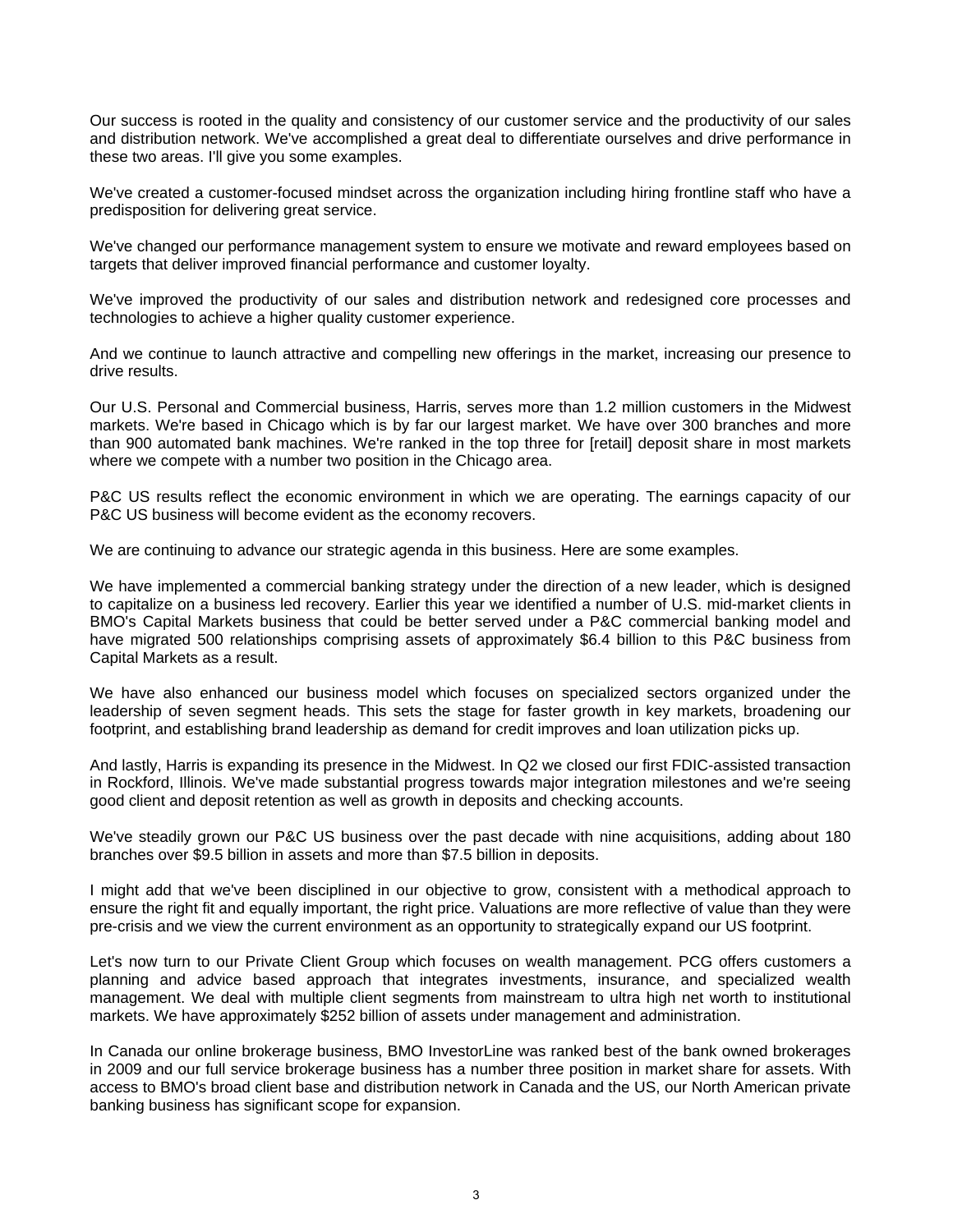Our success is rooted in the quality and consistency of our customer service and the productivity of our sales and distribution network. We've accomplished a great deal to differentiate ourselves and drive performance in these two areas. I'll give you some examples.

We've created a customer-focused mindset across the organization including hiring frontline staff who have a predisposition for delivering great service.

We've changed our performance management system to ensure we motivate and reward employees based on targets that deliver improved financial performance and customer loyalty.

We've improved the productivity of our sales and distribution network and redesigned core processes and technologies to achieve a higher quality customer experience.

And we continue to launch attractive and compelling new offerings in the market, increasing our presence to drive results.

Our U.S. Personal and Commercial business, Harris, serves more than 1.2 million customers in the Midwest markets. We're based in Chicago which is by far our largest market. We have over 300 branches and more than 900 automated bank machines. We're ranked in the top three for [retail] deposit share in most markets where we compete with a number two position in the Chicago area.

P&C US results reflect the economic environment in which we are operating. The earnings capacity of our P&C US business will become evident as the economy recovers.

We are continuing to advance our strategic agenda in this business. Here are some examples.

We have implemented a commercial banking strategy under the direction of a new leader, which is designed to capitalize on a business led recovery. Earlier this year we identified a number of U.S. mid-market clients in BMO's Capital Markets business that could be better served under a P&C commercial banking model and have migrated 500 relationships comprising assets of approximately $6.4 billion to this P&C business from Capital Markets as a result.

We have also enhanced our business model which focuses on specialized sectors organized under the leadership of seven segment heads. This sets the stage for faster growth in key markets, broadening our footprint, and establishing brand leadership as demand for credit improves and loan utilization picks up.

And lastly, Harris is expanding its presence in the Midwest. In Q2 we closed our first FDIC-assisted transaction in Rockford, Illinois. We've made substantial progress towards major integration milestones and we're seeing good client and deposit retention as well as growth in deposits and checking accounts.

We've steadily grown our P&C US business over the past decade with nine acquisitions, adding about 180 branches over $9.5 billion in assets and more than $7.5 billion in deposits.

I might add that we've been disciplined in our objective to grow, consistent with a methodical approach to ensure the right fit and equally important, the right price. Valuations are more reflective of value than they were pre-crisis and we view the current environment as an opportunity to strategically expand our US footprint.

Let's now turn to our Private Client Group which focuses on wealth management. PCG offers customers a planning and advice based approach that integrates investments, insurance, and specialized wealth management. We deal with multiple client segments from mainstream to ultra high net worth to institutional markets. We have approximately $252 billion of assets under management and administration.

In Canada our online brokerage business, BMO InvestorLine was ranked best of the bank owned brokerages in 2009 and our full service brokerage business has a number three position in market share for assets. With access to BMO's broad client base and distribution network in Canada and the US, our North American private banking business has significant scope for expansion.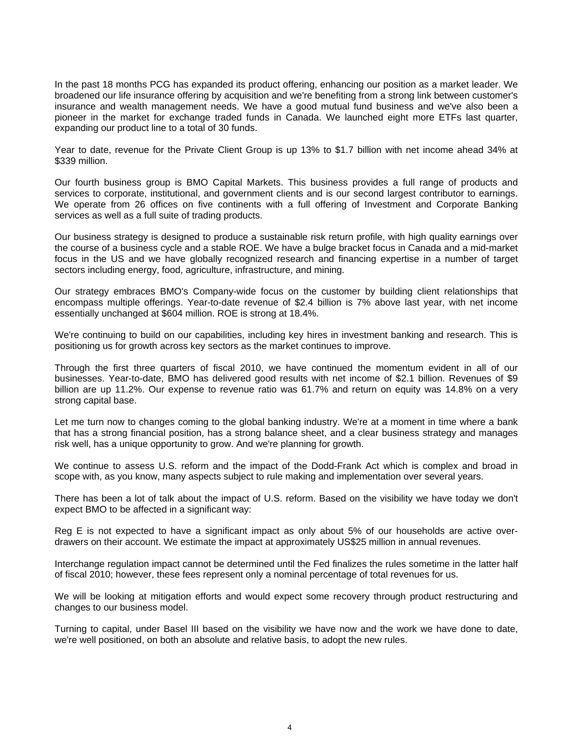In the past 18 months PCG has expanded its product offering, enhancing our position as a market leader. We broadened our life insurance offering by acquisition and we're benefiting from a strong link between customer's insurance and wealth management needs. We have a good mutual fund business and we've also been a pioneer in the market for exchange traded funds in Canada. We launched eight more ETFs last quarter, expanding our product line to a total of 30 funds.

Year to date, revenue for the Private Client Group is up 13% to $1.7 billion with net income ahead 34% at $339 million.

Our fourth business group is BMO Capital Markets. This business provides a full range of products and services to corporate, institutional, and government clients and is our second largest contributor to earnings. We operate from 26 offices on five continents with a full offering of Investment and Corporate Banking services as well as a full suite of trading products.

Our business strategy is designed to produce a sustainable risk return profile, with high quality earnings over the course of a business cycle and a stable ROE. We have a bulge bracket focus in Canada and a mid-market focus in the US and we have globally recognized research and financing expertise in a number of target sectors including energy, food, agriculture, infrastructure, and mining.

Our strategy embraces BMO's Company-wide focus on the customer by building client relationships that encompass multiple offerings. Year-to-date revenue of $2.4 billion is 7% above last year, with net income essentially unchanged at $604 million. ROE is strong at 18.4%.

We're continuing to build on our capabilities, including key hires in investment banking and research. This is positioning us for growth across key sectors as the market continues to improve.

Through the first three quarters of fiscal 2010, we have continued the momentum evident in all of our businesses. Year-to-date, BMO has delivered good results with net income of $2.1 billion. Revenues of $9 billion are up 11.2%. Our expense to revenue ratio was 61.7% and return on equity was 14.8% on a very strong capital base.

Let me turn now to changes coming to the global banking industry. We're at a moment in time where a bank that has a strong financial position, has a strong balance sheet, and a clear business strategy and manages risk well, has a unique opportunity to grow. And we're planning for growth.

We continue to assess U.S. reform and the impact of the Dodd-Frank Act which is complex and broad in scope with, as you know, many aspects subject to rule making and implementation over several years.

There has been a lot of talk about the impact of U.S. reform. Based on the visibility we have today we don't expect BMO to be affected in a significant way:

Reg E is not expected to have a significant impact as only about 5% of our households are active over-drawers on their account. We estimate the impact at approximately US$25 million in annual revenues.

Interchange regulation impact cannot be determined until the Fed finalizes the rules sometime in the latter half of fiscal 2010; however, these fees represent only a nominal percentage of total revenues for us.

We will be looking at mitigation efforts and would expect some recovery through product restructuring and changes to our business model.

Turning to capital, under Basel III based on the visibility we have now and the work we have done to date, we're well positioned, on both an absolute and relative basis, to adopt the new rules.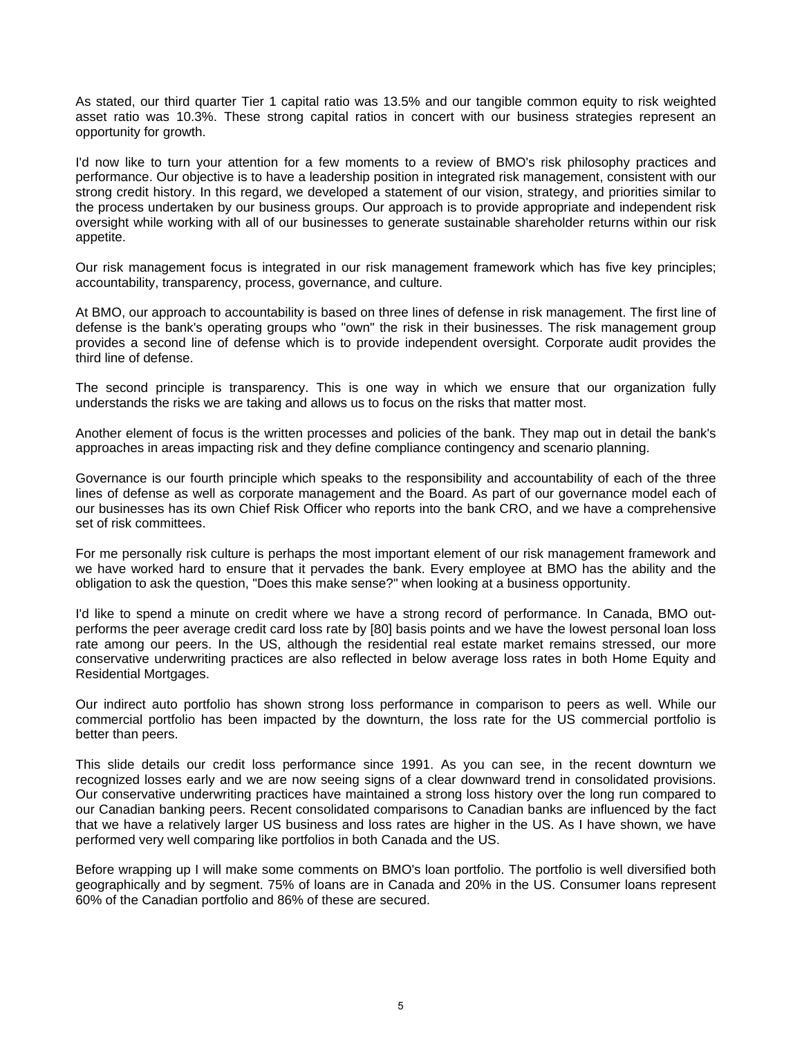As stated, our third quarter Tier 1 capital ratio was 13.5% and our tangible common equity to risk weighted asset ratio was 10.3%. These strong capital ratios in concert with our business strategies represent an opportunity for growth.

I'd now like to turn your attention for a few moments to a review of BMO's risk philosophy practices and performance. Our objective is to have a leadership position in integrated risk management, consistent with our strong credit history. In this regard, we developed a statement of our vision, strategy, and priorities similar to the process undertaken by our business groups. Our approach is to provide appropriate and independent risk oversight while working with all of our businesses to generate sustainable shareholder returns within our risk appetite.

Our risk management focus is integrated in our risk management framework which has five key principles; accountability, transparency, process, governance, and culture.

At BMO, our approach to accountability is based on three lines of defense in risk management. The first line of defense is the bank's operating groups who "own" the risk in their businesses. The risk management group provides a second line of defense which is to provide independent oversight. Corporate audit provides the third line of defense.

The second principle is transparency. This is one way in which we ensure that our organization fully understands the risks we are taking and allows us to focus on the risks that matter most.

Another element of focus is the written processes and policies of the bank. They map out in detail the bank's approaches in areas impacting risk and they define compliance contingency and scenario planning.

Governance is our fourth principle which speaks to the responsibility and accountability of each of the three lines of defense as well as corporate management and the Board. As part of our governance model each of our businesses has its own Chief Risk Officer who reports into the bank CRO, and we have a comprehensive set of risk committees.

For me personally risk culture is perhaps the most important element of our risk management framework and we have worked hard to ensure that it pervades the bank. Every employee at BMO has the ability and the obligation to ask the question, "Does this make sense?" when looking at a business opportunity.

I'd like to spend a minute on credit where we have a strong record of performance. In Canada, BMO out-performs the peer average credit card loss rate by [80] basis points and we have the lowest personal loan loss rate among our peers. In the US, although the residential real estate market remains stressed, our more conservative underwriting practices are also reflected in below average loss rates in both Home Equity and Residential Mortgages.

Our indirect auto portfolio has shown strong loss performance in comparison to peers as well. While our commercial portfolio has been impacted by the downturn, the loss rate for the US commercial portfolio is better than peers.

This slide details our credit loss performance since 1991. As you can see, in the recent downturn we recognized losses early and we are now seeing signs of a clear downward trend in consolidated provisions. Our conservative underwriting practices have maintained a strong loss history over the long run compared to our Canadian banking peers. Recent consolidated comparisons to Canadian banks are influenced by the fact that we have a relatively larger US business and loss rates are higher in the US. As I have shown, we have performed very well comparing like portfolios in both Canada and the US.

Before wrapping up I will make some comments on BMO's loan portfolio. The portfolio is well diversified both geographically and by segment. 75% of loans are in Canada and 20% in the US. Consumer loans represent 60% of the Canadian portfolio and 86% of these are secured.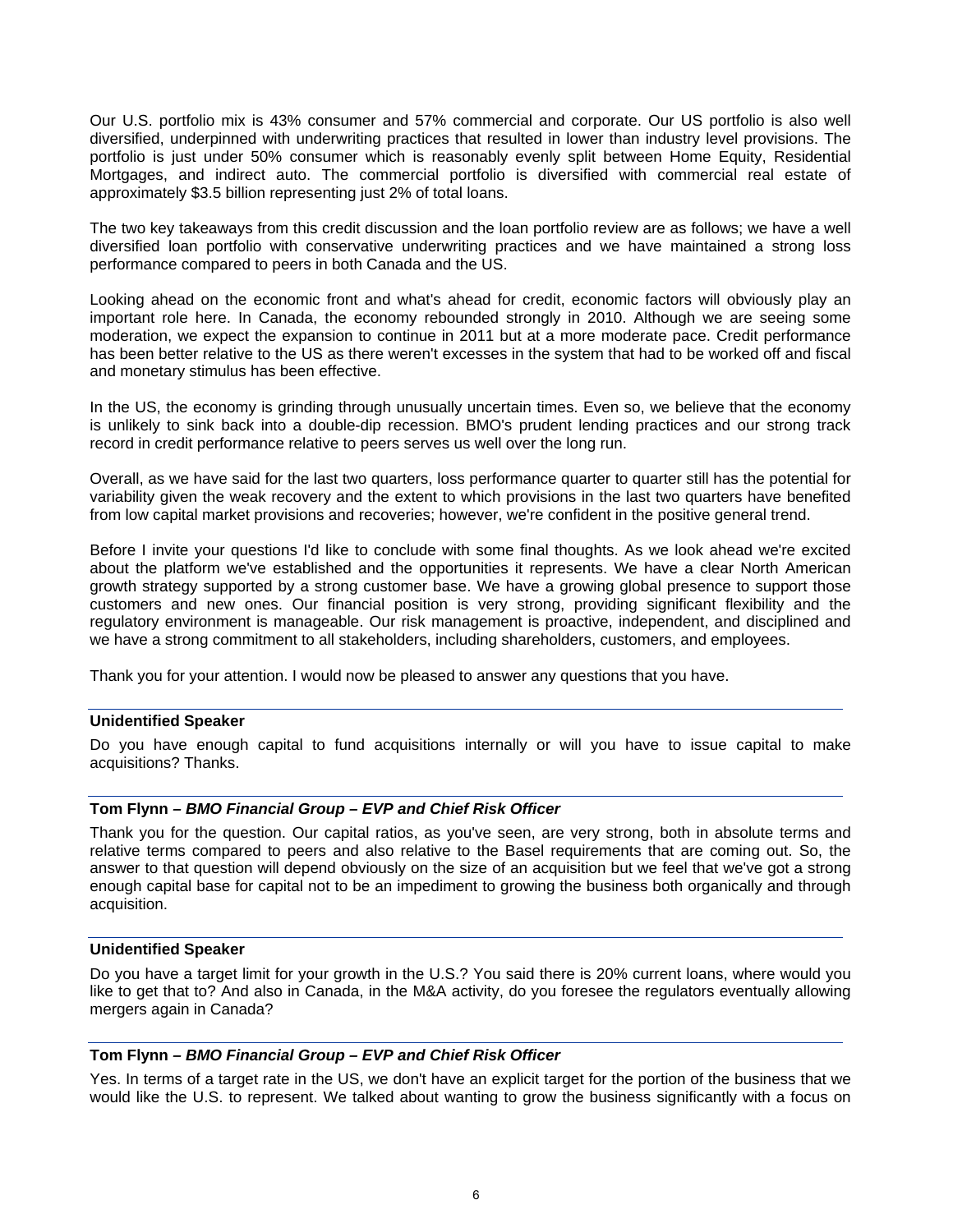Our U.S. portfolio mix is 43% consumer and 57% commercial and corporate. Our US portfolio is also well diversified, underpinned with underwriting practices that resulted in lower than industry level provisions. The portfolio is just under 50% consumer which is reasonably evenly split between Home Equity, Residential Mortgages, and indirect auto. The commercial portfolio is diversified with commercial real estate of approximately $3.5 billion representing just 2% of total loans.

The two key takeaways from this credit discussion and the loan portfolio review are as follows; we have a well diversified loan portfolio with conservative underwriting practices and we have maintained a strong loss performance compared to peers in both Canada and the US.

Looking ahead on the economic front and what's ahead for credit, economic factors will obviously play an important role here. In Canada, the economy rebounded strongly in 2010. Although we are seeing some moderation, we expect the expansion to continue in 2011 but at a more moderate pace. Credit performance has been better relative to the US as there weren't excesses in the system that had to be worked off and fiscal and monetary stimulus has been effective.

In the US, the economy is grinding through unusually uncertain times. Even so, we believe that the economy is unlikely to sink back into a double-dip recession. BMO's prudent lending practices and our strong track record in credit performance relative to peers serves us well over the long run.

Overall, as we have said for the last two quarters, loss performance quarter to quarter still has the potential for variability given the weak recovery and the extent to which provisions in the last two quarters have benefited from low capital market provisions and recoveries; however, we're confident in the positive general trend.

Before I invite your questions I'd like to conclude with some final thoughts. As we look ahead we're excited about the platform we've established and the opportunities it represents. We have a clear North American growth strategy supported by a strong customer base. We have a growing global presence to support those customers and new ones. Our financial position is very strong, providing significant flexibility and the regulatory environment is manageable. Our risk management is proactive, independent, and disciplined and we have a strong commitment to all stakeholders, including shareholders, customers, and employees.

Thank you for your attention. I would now be pleased to answer any questions that you have.

---

**Unidentified Speaker**

Do you have enough capital to fund acquisitions internally or will you have to issue capital to make acquisitions? Thanks.

---

**Tom Flynn –** ***BMO Financial Group – EVP and Chief Risk Officer***

Thank you for the question. Our capital ratios, as you've seen, are very strong, both in absolute terms and relative terms compared to peers and also relative to the Basel requirements that are coming out. So, the answer to that question will depend obviously on the size of an acquisition but we feel that we've got a strong enough capital base for capital not to be an impediment to growing the business both organically and through acquisition.

---

**Unidentified Speaker**

Do you have a target limit for your growth in the U.S.? You said there is 20% current loans, where would you like to get that to? And also in Canada, in the M&A activity, do you foresee the regulators eventually allowing mergers again in Canada?

---

**Tom Flynn –** ***BMO Financial Group – EVP and Chief Risk Officer***

Yes. In terms of a target rate in the US, we don't have an explicit target for the portion of the business that we would like the U.S. to represent. We talked about wanting to grow the business significantly with a focus on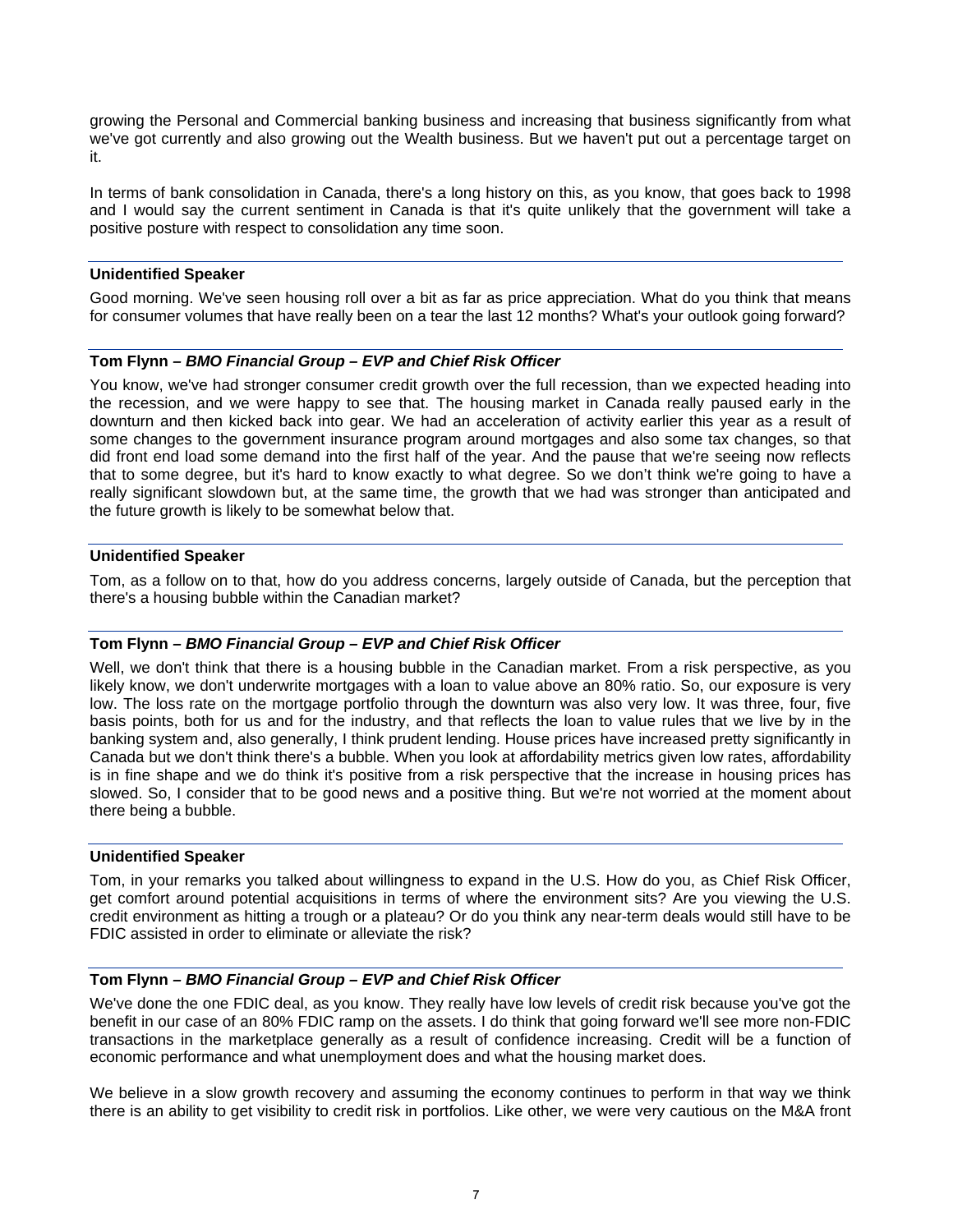growing the Personal and Commercial banking business and increasing that business significantly from what we've got currently and also growing out the Wealth business. But we haven't put out a percentage target on it.

In terms of bank consolidation in Canada, there's a long history on this, as you know, that goes back to 1998 and I would say the current sentiment in Canada is that it's quite unlikely that the government will take a positive posture with respect to consolidation any time soon.

**Unidentified Speaker**

Good morning. We've seen housing roll over a bit as far as price appreciation. What do you think that means for consumer volumes that have really been on a tear the last 12 months? What's your outlook going forward?

**Tom Flynn – *BMO Financial Group – EVP and Chief Risk Officer***

You know, we've had stronger consumer credit growth over the full recession, than we expected heading into the recession, and we were happy to see that. The housing market in Canada really paused early in the downturn and then kicked back into gear. We had an acceleration of activity earlier this year as a result of some changes to the government insurance program around mortgages and also some tax changes, so that did front end load some demand into the first half of the year. And the pause that we're seeing now reflects that to some degree, but it's hard to know exactly to what degree. So we don't think we're going to have a really significant slowdown but, at the same time, the growth that we had was stronger than anticipated and the future growth is likely to be somewhat below that.

**Unidentified Speaker**

Tom, as a follow on to that, how do you address concerns, largely outside of Canada, but the perception that there's a housing bubble within the Canadian market?

**Tom Flynn – *BMO Financial Group – EVP and Chief Risk Officer***

Well, we don't think that there is a housing bubble in the Canadian market. From a risk perspective, as you likely know, we don't underwrite mortgages with a loan to value above an 80% ratio. So, our exposure is very low. The loss rate on the mortgage portfolio through the downturn was also very low. It was three, four, five basis points, both for us and for the industry, and that reflects the loan to value rules that we live by in the banking system and, also generally, I think prudent lending. House prices have increased pretty significantly in Canada but we don't think there's a bubble. When you look at affordability metrics given low rates, affordability is in fine shape and we do think it's positive from a risk perspective that the increase in housing prices has slowed. So, I consider that to be good news and a positive thing. But we're not worried at the moment about there being a bubble.

**Unidentified Speaker**

Tom, in your remarks you talked about willingness to expand in the U.S. How do you, as Chief Risk Officer, get comfort around potential acquisitions in terms of where the environment sits? Are you viewing the U.S. credit environment as hitting a trough or a plateau? Or do you think any near-term deals would still have to be FDIC assisted in order to eliminate or alleviate the risk?

**Tom Flynn – *BMO Financial Group – EVP and Chief Risk Officer***

We've done the one FDIC deal, as you know. They really have low levels of credit risk because you've got the benefit in our case of an 80% FDIC ramp on the assets. I do think that going forward we'll see more non-FDIC transactions in the marketplace generally as a result of confidence increasing. Credit will be a function of economic performance and what unemployment does and what the housing market does.

We believe in a slow growth recovery and assuming the economy continues to perform in that way we think there is an ability to get visibility to credit risk in portfolios. Like other, we were very cautious on the M&A front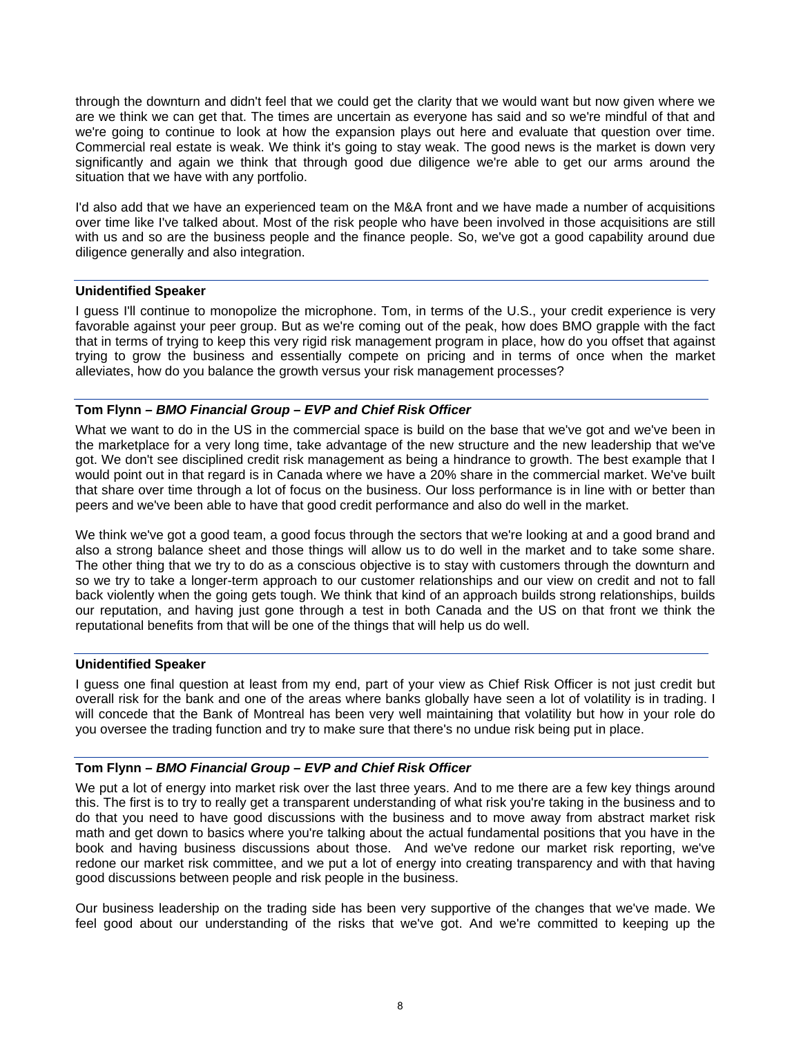through the downturn and didn't feel that we could get the clarity that we would want but now given where we are we think we can get that. The times are uncertain as everyone has said and so we're mindful of that and we're going to continue to look at how the expansion plays out here and evaluate that question over time. Commercial real estate is weak. We think it's going to stay weak. The good news is the market is down very significantly and again we think that through good due diligence we're able to get our arms around the situation that we have with any portfolio.

I'd also add that we have an experienced team on the M&A front and we have made a number of acquisitions over time like I've talked about. Most of the risk people who have been involved in those acquisitions are still with us and so are the business people and the finance people. So, we've got a good capability around due diligence generally and also integration.

---

**Unidentified Speaker**

I guess I'll continue to monopolize the microphone. Tom, in terms of the U.S., your credit experience is very favorable against your peer group. But as we're coming out of the peak, how does BMO grapple with the fact that in terms of trying to keep this very rigid risk management program in place, how do you offset that against trying to grow the business and essentially compete on pricing and in terms of once when the market alleviates, how do you balance the growth versus your risk management processes?

---

**Tom Flynn –** ***BMO Financial Group – EVP and Chief Risk Officer***

What we want to do in the US in the commercial space is build on the base that we've got and we've been in the marketplace for a very long time, take advantage of the new structure and the new leadership that we've got. We don't see disciplined credit risk management as being a hindrance to growth. The best example that I would point out in that regard is in Canada where we have a 20% share in the commercial market. We've built that share over time through a lot of focus on the business. Our loss performance is in line with or better than peers and we've been able to have that good credit performance and also do well in the market.

We think we've got a good team, a good focus through the sectors that we're looking at and a good brand and also a strong balance sheet and those things will allow us to do well in the market and to take some share. The other thing that we try to do as a conscious objective is to stay with customers through the downturn and so we try to take a longer-term approach to our customer relationships and our view on credit and not to fall back violently when the going gets tough. We think that kind of an approach builds strong relationships, builds our reputation, and having just gone through a test in both Canada and the US on that front we think the reputational benefits from that will be one of the things that will help us do well.

---

**Unidentified Speaker**

I guess one final question at least from my end, part of your view as Chief Risk Officer is not just credit but overall risk for the bank and one of the areas where banks globally have seen a lot of volatility is in trading. I will concede that the Bank of Montreal has been very well maintaining that volatility but how in your role do you oversee the trading function and try to make sure that there's no undue risk being put in place.

---

**Tom Flynn –** ***BMO Financial Group – EVP and Chief Risk Officer***

We put a lot of energy into market risk over the last three years. And to me there are a few key things around this. The first is to try to really get a transparent understanding of what risk you're taking in the business and to do that you need to have good discussions with the business and to move away from abstract market risk math and get down to basics where you're talking about the actual fundamental positions that you have in the book and having business discussions about those. And we've redone our market risk reporting, we've redone our market risk committee, and we put a lot of energy into creating transparency and with that having good discussions between people and risk people in the business.

Our business leadership on the trading side has been very supportive of the changes that we've made. We feel good about our understanding of the risks that we've got. And we're committed to keeping up the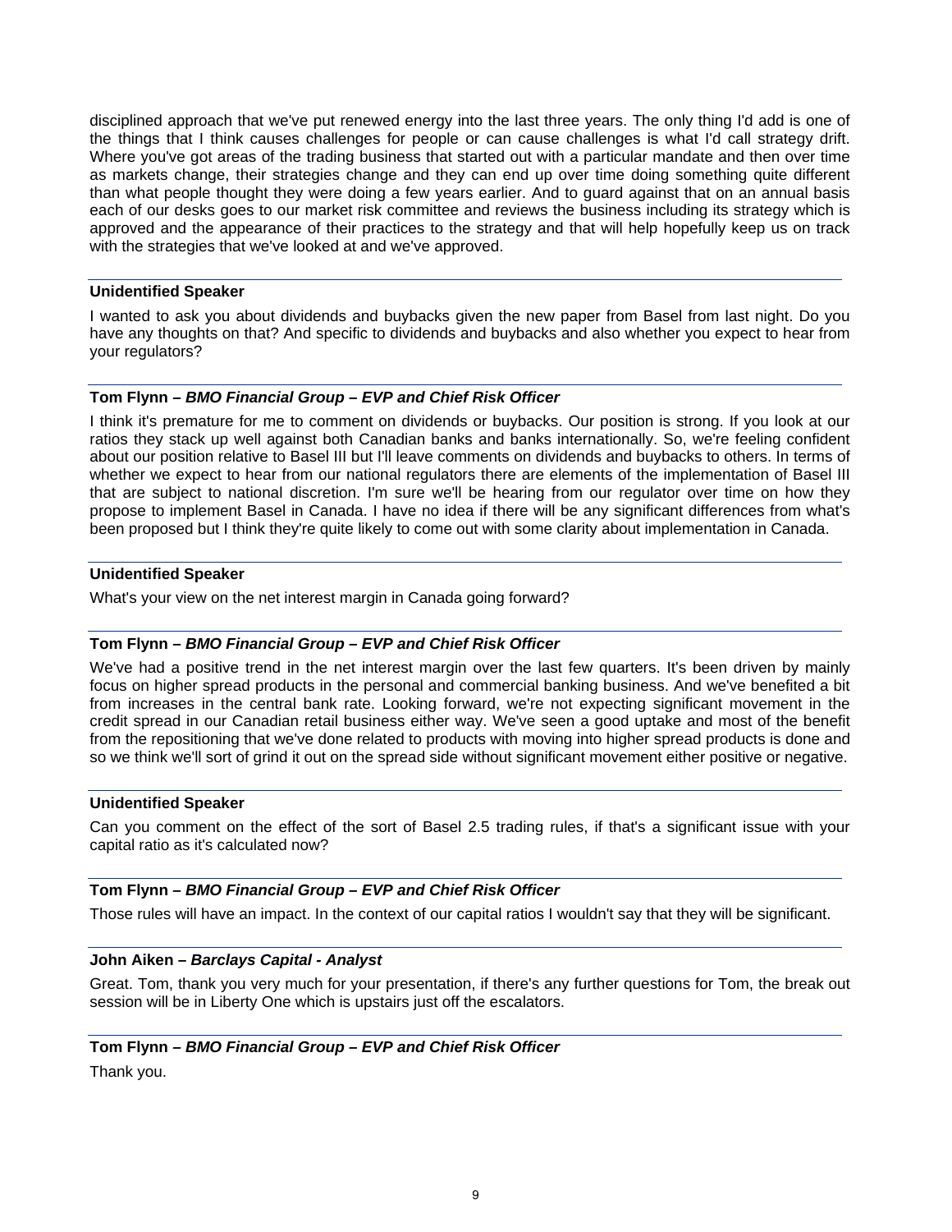disciplined approach that we've put renewed energy into the last three years. The only thing I'd add is one of the things that I think causes challenges for people or can cause challenges is what I'd call strategy drift. Where you've got areas of the trading business that started out with a particular mandate and then over time as markets change, their strategies change and they can end up over time doing something quite different than what people thought they were doing a few years earlier. And to guard against that on an annual basis each of our desks goes to our market risk committee and reviews the business including its strategy which is approved and the appearance of their practices to the strategy and that will help hopefully keep us on track with the strategies that we've looked at and we've approved.

---

**Unidentified Speaker**

I wanted to ask you about dividends and buybacks given the new paper from Basel from last night. Do you have any thoughts on that? And specific to dividends and buybacks and also whether you expect to hear from your regulators?

---

**Tom Flynn –** ***BMO Financial Group – EVP and Chief Risk Officer***

I think it's premature for me to comment on dividends or buybacks. Our position is strong. If you look at our ratios they stack up well against both Canadian banks and banks internationally. So, we're feeling confident about our position relative to Basel III but I'll leave comments on dividends and buybacks to others. In terms of whether we expect to hear from our national regulators there are elements of the implementation of Basel III that are subject to national discretion. I'm sure we'll be hearing from our regulator over time on how they propose to implement Basel in Canada. I have no idea if there will be any significant differences from what's been proposed but I think they're quite likely to come out with some clarity about implementation in Canada.

---

**Unidentified Speaker**

What's your view on the net interest margin in Canada going forward?

---

**Tom Flynn –** ***BMO Financial Group – EVP and Chief Risk Officer***

We've had a positive trend in the net interest margin over the last few quarters. It's been driven by mainly focus on higher spread products in the personal and commercial banking business. And we've benefited a bit from increases in the central bank rate. Looking forward, we're not expecting significant movement in the credit spread in our Canadian retail business either way. We've seen a good uptake and most of the benefit from the repositioning that we've done related to products with moving into higher spread products is done and so we think we'll sort of grind it out on the spread side without significant movement either positive or negative.

---

**Unidentified Speaker**

Can you comment on the effect of the sort of Basel 2.5 trading rules, if that's a significant issue with your capital ratio as it's calculated now?

---

**Tom Flynn –** ***BMO Financial Group – EVP and Chief Risk Officer***

Those rules will have an impact. In the context of our capital ratios I wouldn't say that they will be significant.

---

**John Aiken –** ***Barclays Capital - Analyst***

Great. Tom, thank you very much for your presentation, if there's any further questions for Tom, the break out session will be in Liberty One which is upstairs just off the escalators.

---

**Tom Flynn –** ***BMO Financial Group – EVP and Chief Risk Officer***

Thank you.